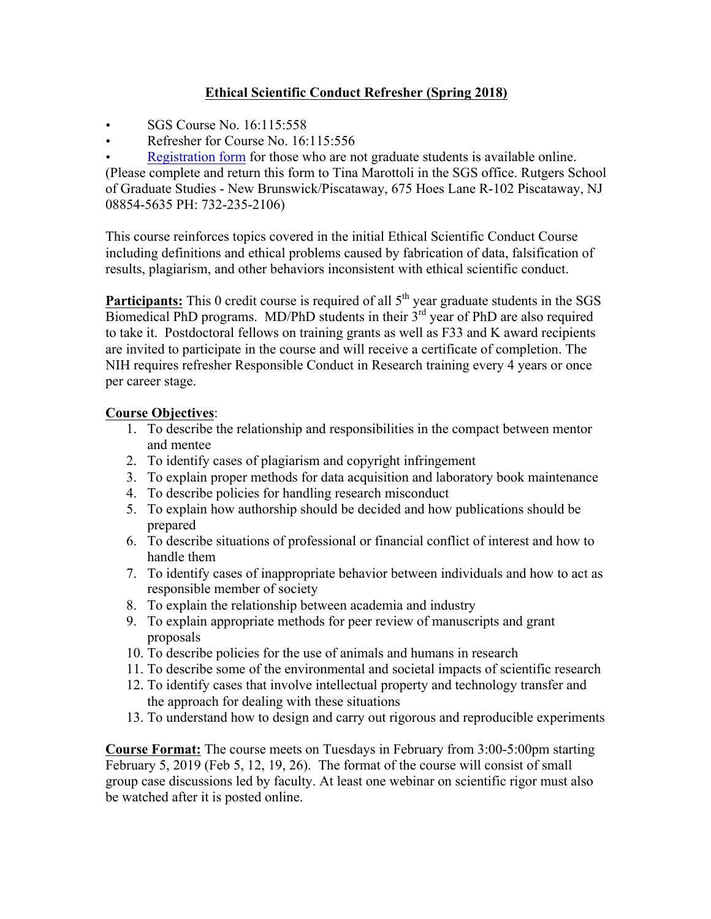# Ethical Scientific Conduct Refresher (Spring 2018)

- SGS Course No. 16:115:558
- Refresher for Course No. 16:115:556
- Registration form for those who are not graduate students is available online.

(Please complete and return this form to Tina Marottoli in the SGS office. Rutgers School of Graduate Studies - New Brunswick/Piscataway, 675 Hoes Lane R-102 Piscataway, NJ 08854-5635 PH: 732-235-2106)

This course reinforces topics covered in the initial Ethical Scientific Conduct Course including definitions and ethical problems caused by fabrication of data, falsification of results, plagiarism, and other behaviors inconsistent with ethical scientific conduct.

**Participants:** This 0 credit course is required of all 5th year graduate students in the SGS Biomedical PhD programs. MD/PhD students in their 3rd year of PhD are also required to take it. Postdoctoral fellows on training grants as well as F33 and K award recipients are invited to participate in the course and will receive a certificate of completion. The NIH requires refresher Responsible Conduct in Research training every 4 years or once per career stage.

**Course Objectives**:

1. To describe the relationship and responsibilities in the compact between mentor and mentee
2. To identify cases of plagiarism and copyright infringement
3. To explain proper methods for data acquisition and laboratory book maintenance
4. To describe policies for handling research misconduct
5. To explain how authorship should be decided and how publications should be prepared
6. To describe situations of professional or financial conflict of interest and how to handle them
7. To identify cases of inappropriate behavior between individuals and how to act as responsible member of society
8. To explain the relationship between academia and industry
9. To explain appropriate methods for peer review of manuscripts and grant proposals
10. To describe policies for the use of animals and humans in research
11. To describe some of the environmental and societal impacts of scientific research
12. To identify cases that involve intellectual property and technology transfer and the approach for dealing with these situations
13. To understand how to design and carry out rigorous and reproducible experiments

**Course Format:** The course meets on Tuesdays in February from 3:00-5:00pm starting February 5, 2019 (Feb 5, 12, 19, 26). The format of the course will consist of small group case discussions led by faculty. At least one webinar on scientific rigor must also be watched after it is posted online.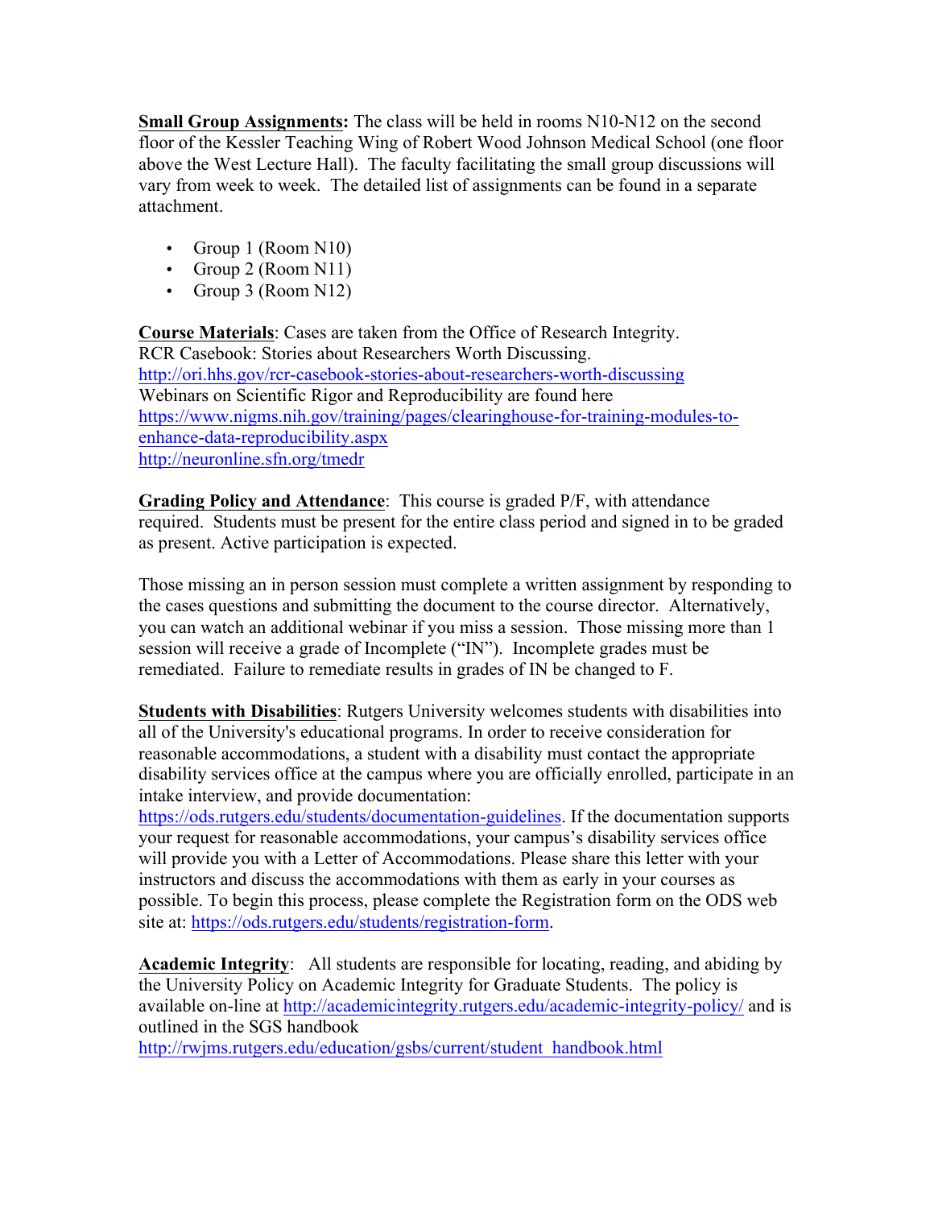**Small Group Assignments:** The class will be held in rooms N10-N12 on the second floor of the Kessler Teaching Wing of Robert Wood Johnson Medical School (one floor above the West Lecture Hall). The faculty facilitating the small group discussions will vary from week to week. The detailed list of assignments can be found in a separate attachment.

- Group 1 (Room N10)
- Group 2 (Room N11)
- Group 3 (Room N12)

**Course Materials**: Cases are taken from the Office of Research Integrity.
RCR Casebook: Stories about Researchers Worth Discussing.
http://ori.hhs.gov/rcr-casebook-stories-about-researchers-worth-discussing
Webinars on Scientific Rigor and Reproducibility are found here
https://www.nigms.nih.gov/training/pages/clearinghouse-for-training-modules-to-enhance-data-reproducibility.aspx
http://neuronline.sfn.org/tmedr

**Grading Policy and Attendance**: This course is graded P/F, with attendance required. Students must be present for the entire class period and signed in to be graded as present. Active participation is expected.

Those missing an in person session must complete a written assignment by responding to the cases questions and submitting the document to the course director. Alternatively, you can watch an additional webinar if you miss a session. Those missing more than 1 session will receive a grade of Incomplete ("IN"). Incomplete grades must be remediated. Failure to remediate results in grades of IN be changed to F.

**Students with Disabilities**: Rutgers University welcomes students with disabilities into all of the University's educational programs. In order to receive consideration for reasonable accommodations, a student with a disability must contact the appropriate disability services office at the campus where you are officially enrolled, participate in an intake interview, and provide documentation: https://ods.rutgers.edu/students/documentation-guidelines. If the documentation supports your request for reasonable accommodations, your campus's disability services office will provide you with a Letter of Accommodations. Please share this letter with your instructors and discuss the accommodations with them as early in your courses as possible. To begin this process, please complete the Registration form on the ODS web site at: https://ods.rutgers.edu/students/registration-form.

**Academic Integrity**: All students are responsible for locating, reading, and abiding by the University Policy on Academic Integrity for Graduate Students. The policy is available on-line at http://academicintegrity.rutgers.edu/academic-integrity-policy/ and is outlined in the SGS handbook
http://rwjms.rutgers.edu/education/gsbs/current/student_handbook.html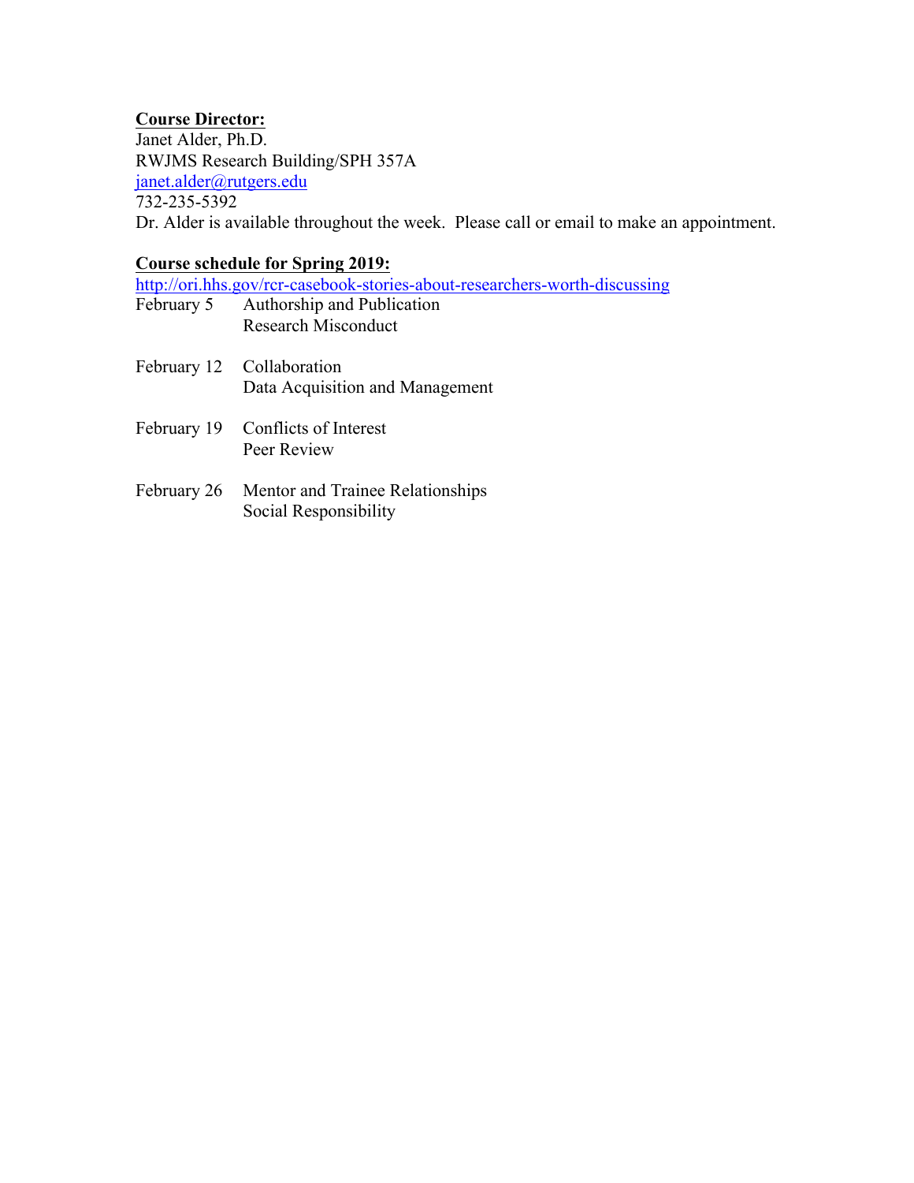**Course Director:**

Janet Alder, Ph.D.
RWJMS Research Building/SPH 357A
janet.alder@rutgers.edu
732-235-5392
Dr. Alder is available throughout the week. Please call or email to make an appointment.

**Course schedule for Spring 2019:**

http://ori.hhs.gov/rcr-casebook-stories-about-researchers-worth-discussing

| | |
|---|---|
| February 5 | Authorship and Publication<br>Research Misconduct |
| February 12 | Collaboration<br>Data Acquisition and Management |
| February 19 | Conflicts of Interest<br>Peer Review |
| February 26 | Mentor and Trainee Relationships<br>Social Responsibility |